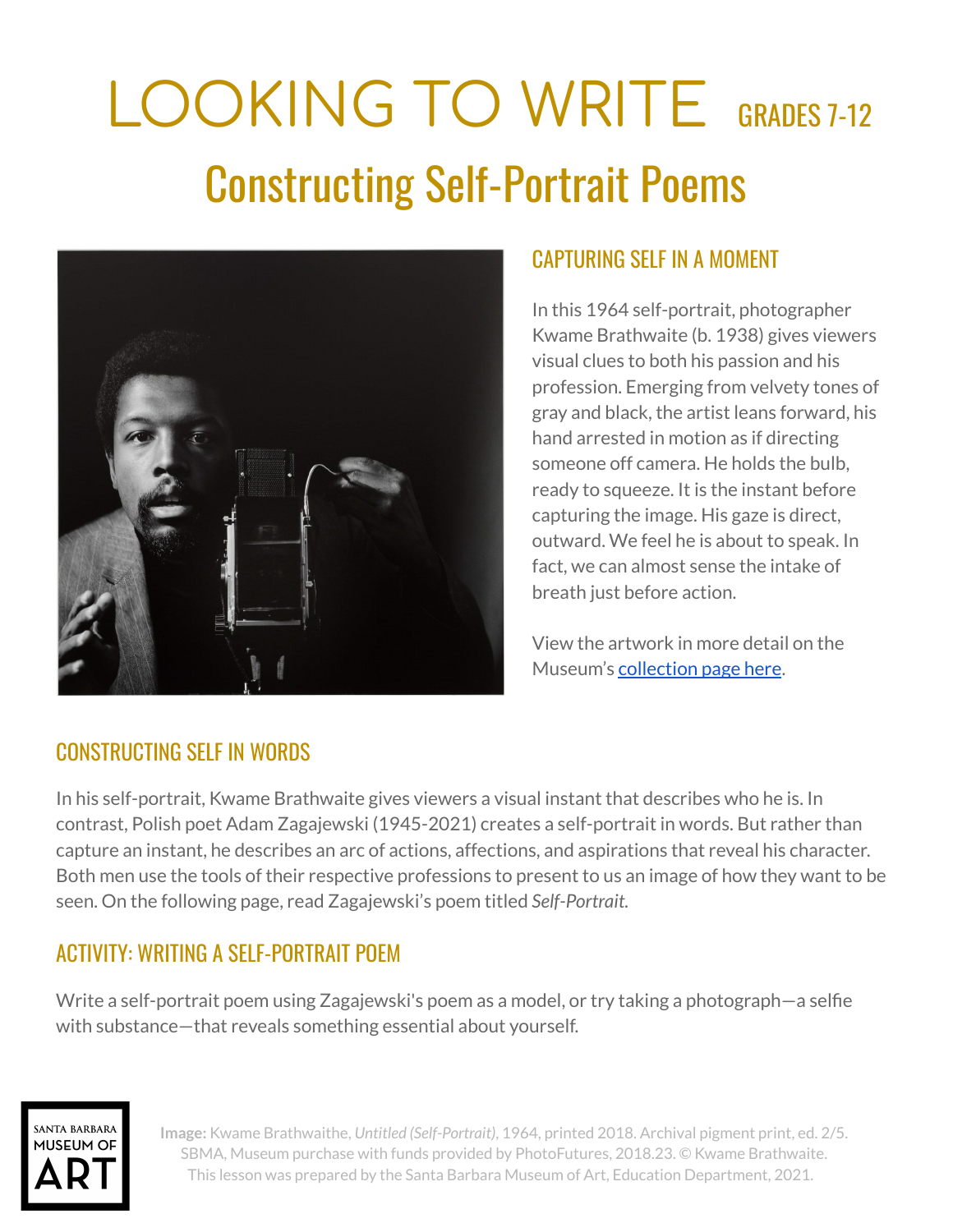# LOOKING TO WRITE GRADES 7-12

## Constructing Self-Portrait Poems

### CAPTURING SELF IN A MOMENT

In this 1964 self-portrait, photographer Kwame Brathwaite (b. 1938) gives viewers visual clues to both his passion and his profession. Emerging from velvety tones of gray and black, the artist leans forward, his hand arrested in motion as if directing someone off camera. He holds the bulb, ready to squeeze. It is the instant before capturing the image. His gaze is direct, outward. We feel he is about to speak. In fact, we can almost sense the intake of breath just before action.

View the artwork in more detail on the Museum's [collection page here](collection page here).

### CONSTRUCTING SELF IN WORDS

In his self-portrait, Kwame Brathwaite gives viewers a visual instant that describes who he is. In contrast, Polish poet Adam Zagajewski (1945-2021) creates a self-portrait in words. But rather than capture an instant, he describes an arc of actions, affections, and aspirations that reveal his character. Both men use the tools of their respective professions to present to us an image of how they want to be seen. On the following page, read Zagajewski's poem titled *Self-Portrait.*

### ACTIVITY: WRITING A SELF-PORTRAIT POEM

Write a self-portrait poem using Zagajewski's poem as a model, or try taking a photograph—a selfie with substance—that reveals something essential about yourself.

SANTA BARBARA MUSEUM OF ART

**Image:** Kwame Brathwaite, *Untitled (Self-Portrait)*, 1964, printed 2018. Archival pigment print, ed. 2/5. SBMA, Museum purchase with funds provided by PhotoFutures, 2018.23. © Kwame Brathwaite. This lesson was prepared by the Santa Barbara Museum of Art, Education Department, 2021.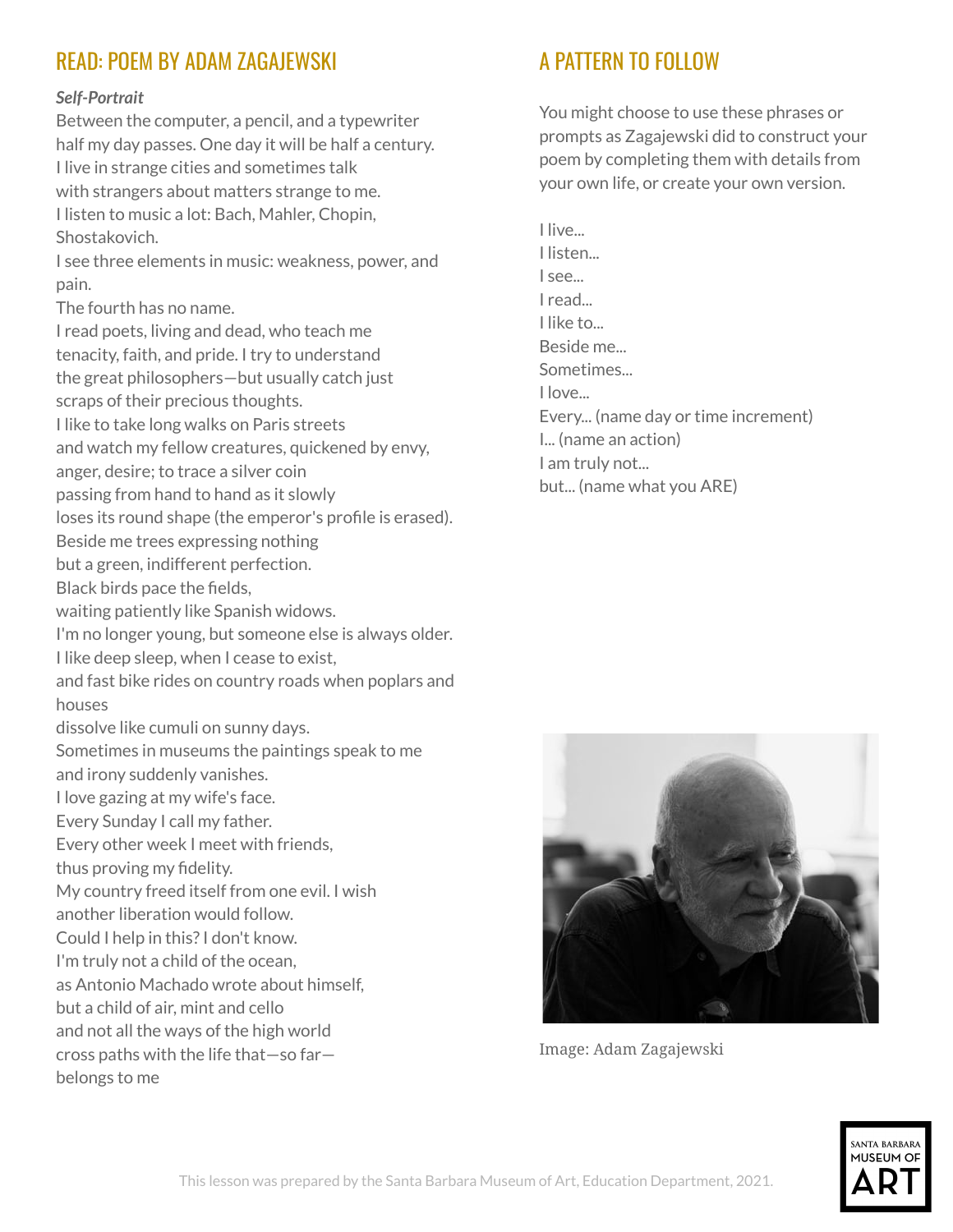## READ: POEM BY ADAM ZAGAJEWSKI

***Self-Portrait***

Between the computer, a pencil, and a typewriter
half my day passes. One day it will be half a century.
I live in strange cities and sometimes talk
with strangers about matters strange to me.
I listen to music a lot: Bach, Mahler, Chopin,
Shostakovich.
I see three elements in music: weakness, power, and
pain.
The fourth has no name.
I read poets, living and dead, who teach me
tenacity, faith, and pride. I try to understand
the great philosophers—but usually catch just
scraps of their precious thoughts.
I like to take long walks on Paris streets
and watch my fellow creatures, quickened by envy,
anger, desire; to trace a silver coin
passing from hand to hand as it slowly
loses its round shape (the emperor's profile is erased).
Beside me trees expressing nothing
but a green, indifferent perfection.
Black birds pace the fields,
waiting patiently like Spanish widows.
I'm no longer young, but someone else is always older.
I like deep sleep, when I cease to exist,
and fast bike rides on country roads when poplars and
houses
dissolve like cumuli on sunny days.
Sometimes in museums the paintings speak to me
and irony suddenly vanishes.
I love gazing at my wife's face.
Every Sunday I call my father.
Every other week I meet with friends,
thus proving my fidelity.
My country freed itself from one evil. I wish
another liberation would follow.
Could I help in this? I don't know.
I'm truly not a child of the ocean,
as Antonio Machado wrote about himself,
but a child of air, mint and cello
and not all the ways of the high world
cross paths with the life that—so far—
belongs to me

## A PATTERN TO FOLLOW

You might choose to use these phrases or prompts as Zagajewski did to construct your poem by completing them with details from your own life, or create your own version.

I live...
I listen...
I see...
I read...
I like to...
Beside me...
Sometimes...
I love...
Every... (name day or time increment)
I... (name an action)
I am truly not...
but... (name what you ARE)

Image: Adam Zagajewski

This lesson was prepared by the Santa Barbara Museum of Art, Education Department, 2021.